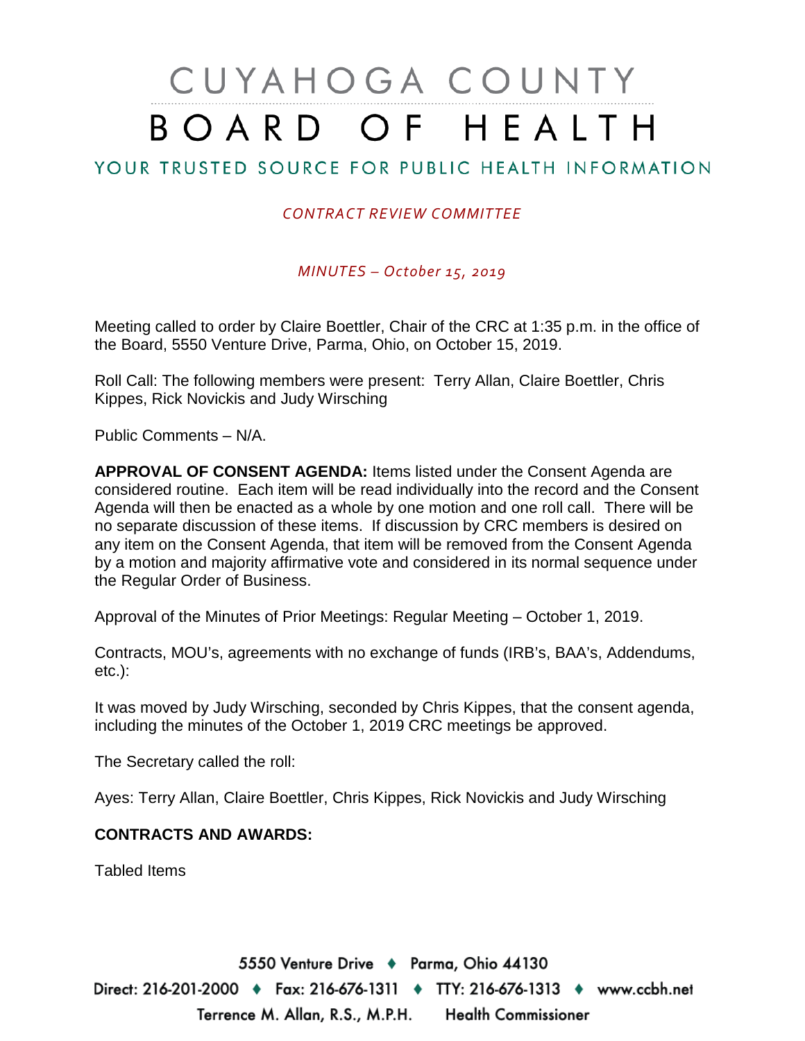# CUYAHOGA COUNTY BOARD OF HEALTH

## YOUR TRUSTED SOURCE FOR PUBLIC HEALTH INFORMATION

*CONTRACT REVIEW COMMITTEE*

*MINUTES – October 15, 2019*

Meeting called to order by Claire Boettler, Chair of the CRC at 1:35 p.m. in the office of the Board, 5550 Venture Drive, Parma, Ohio, on October 15, 2019.

Roll Call: The following members were present: Terry Allan, Claire Boettler, Chris Kippes, Rick Novickis and Judy Wirsching

Public Comments – N/A.

**APPROVAL OF CONSENT AGENDA:** Items listed under the Consent Agenda are considered routine. Each item will be read individually into the record and the Consent Agenda will then be enacted as a whole by one motion and one roll call. There will be no separate discussion of these items. If discussion by CRC members is desired on any item on the Consent Agenda, that item will be removed from the Consent Agenda by a motion and majority affirmative vote and considered in its normal sequence under the Regular Order of Business.

Approval of the Minutes of Prior Meetings: Regular Meeting – October 1, 2019.

Contracts, MOU's, agreements with no exchange of funds (IRB's, BAA's, Addendums, etc.):

It was moved by Judy Wirsching, seconded by Chris Kippes, that the consent agenda, including the minutes of the October 1, 2019 CRC meetings be approved.

The Secretary called the roll:

Ayes: Terry Allan, Claire Boettler, Chris Kippes, Rick Novickis and Judy Wirsching

**CONTRACTS AND AWARDS:**

Tabled Items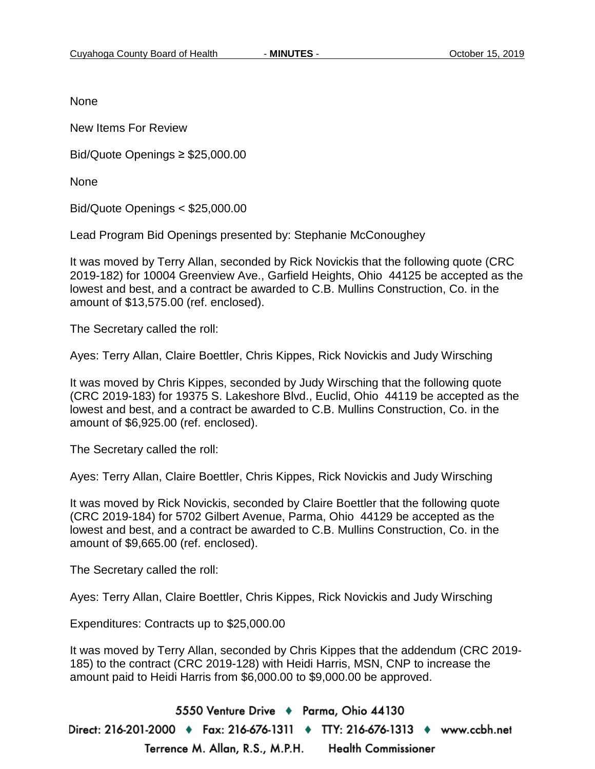None

New Items For Review

Bid/Quote Openings ≥ $25,000.00

None

Bid/Quote Openings < $25,000.00

Lead Program Bid Openings presented by: Stephanie McConoughey

It was moved by Terry Allan, seconded by Rick Novickis that the following quote (CRC 2019-182) for 10004 Greenview Ave., Garfield Heights, Ohio 44125 be accepted as the lowest and best, and a contract be awarded to C.B. Mullins Construction, Co. in the amount of $13,575.00 (ref. enclosed).

The Secretary called the roll:

Ayes: Terry Allan, Claire Boettler, Chris Kippes, Rick Novickis and Judy Wirsching

It was moved by Chris Kippes, seconded by Judy Wirsching that the following quote (CRC 2019-183) for 19375 S. Lakeshore Blvd., Euclid, Ohio 44119 be accepted as the lowest and best, and a contract be awarded to C.B. Mullins Construction, Co. in the amount of $6,925.00 (ref. enclosed).

The Secretary called the roll:

Ayes: Terry Allan, Claire Boettler, Chris Kippes, Rick Novickis and Judy Wirsching

It was moved by Rick Novickis, seconded by Claire Boettler that the following quote (CRC 2019-184) for 5702 Gilbert Avenue, Parma, Ohio 44129 be accepted as the lowest and best, and a contract be awarded to C.B. Mullins Construction, Co. in the amount of $9,665.00 (ref. enclosed).

The Secretary called the roll:

Ayes: Terry Allan, Claire Boettler, Chris Kippes, Rick Novickis and Judy Wirsching

Expenditures: Contracts up to $25,000.00

It was moved by Terry Allan, seconded by Chris Kippes that the addendum (CRC 2019-185) to the contract (CRC 2019-128) with Heidi Harris, MSN, CNP to increase the amount paid to Heidi Harris from $6,000.00 to $9,000.00 be approved.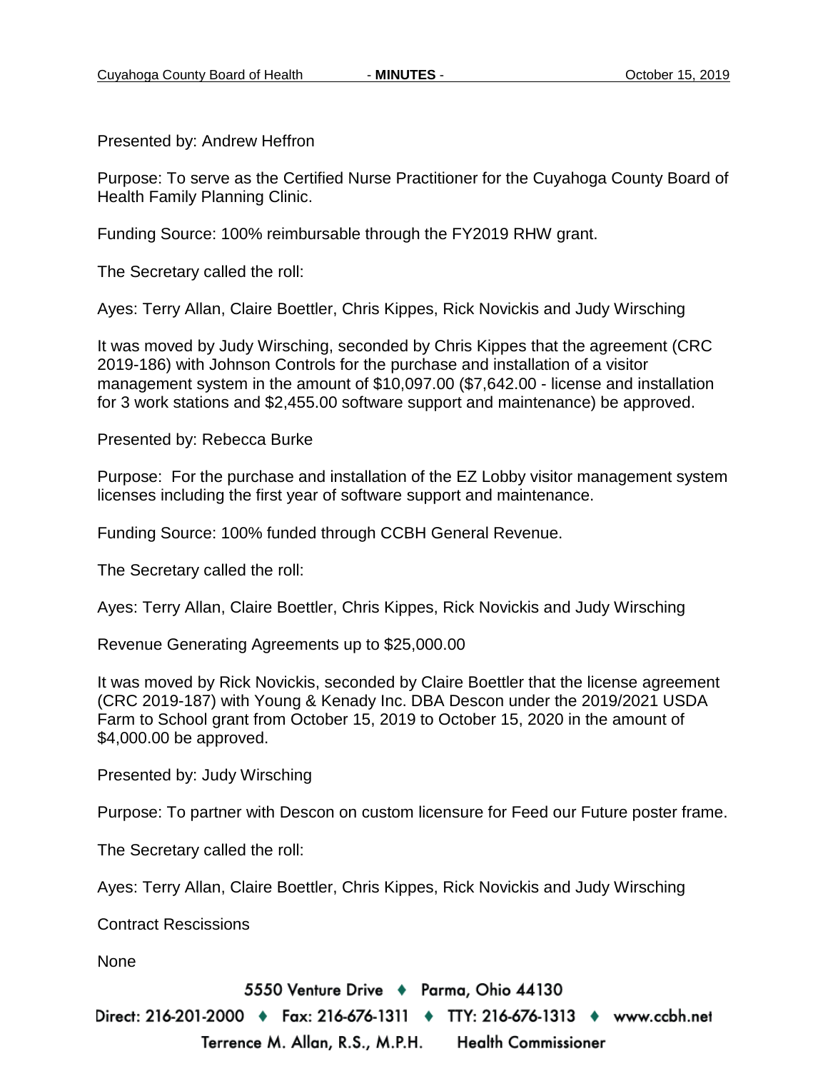Presented by: Andrew Heffron

Purpose: To serve as the Certified Nurse Practitioner for the Cuyahoga County Board of Health Family Planning Clinic.

Funding Source: 100% reimbursable through the FY2019 RHW grant.

The Secretary called the roll:

Ayes: Terry Allan, Claire Boettler, Chris Kippes, Rick Novickis and Judy Wirsching

It was moved by Judy Wirsching, seconded by Chris Kippes that the agreement (CRC 2019-186) with Johnson Controls for the purchase and installation of a visitor management system in the amount of $10,097.00 ($7,642.00 - license and installation for 3 work stations and $2,455.00 software support and maintenance) be approved.

Presented by: Rebecca Burke

Purpose: For the purchase and installation of the EZ Lobby visitor management system licenses including the first year of software support and maintenance.

Funding Source: 100% funded through CCBH General Revenue.

The Secretary called the roll:

Ayes: Terry Allan, Claire Boettler, Chris Kippes, Rick Novickis and Judy Wirsching

Revenue Generating Agreements up to $25,000.00

It was moved by Rick Novickis, seconded by Claire Boettler that the license agreement (CRC 2019-187) with Young & Kenady Inc. DBA Descon under the 2019/2021 USDA Farm to School grant from October 15, 2019 to October 15, 2020 in the amount of $4,000.00 be approved.

Presented by: Judy Wirsching

Purpose: To partner with Descon on custom licensure for Feed our Future poster frame.

The Secretary called the roll:

Ayes: Terry Allan, Claire Boettler, Chris Kippes, Rick Novickis and Judy Wirsching

Contract Rescissions

None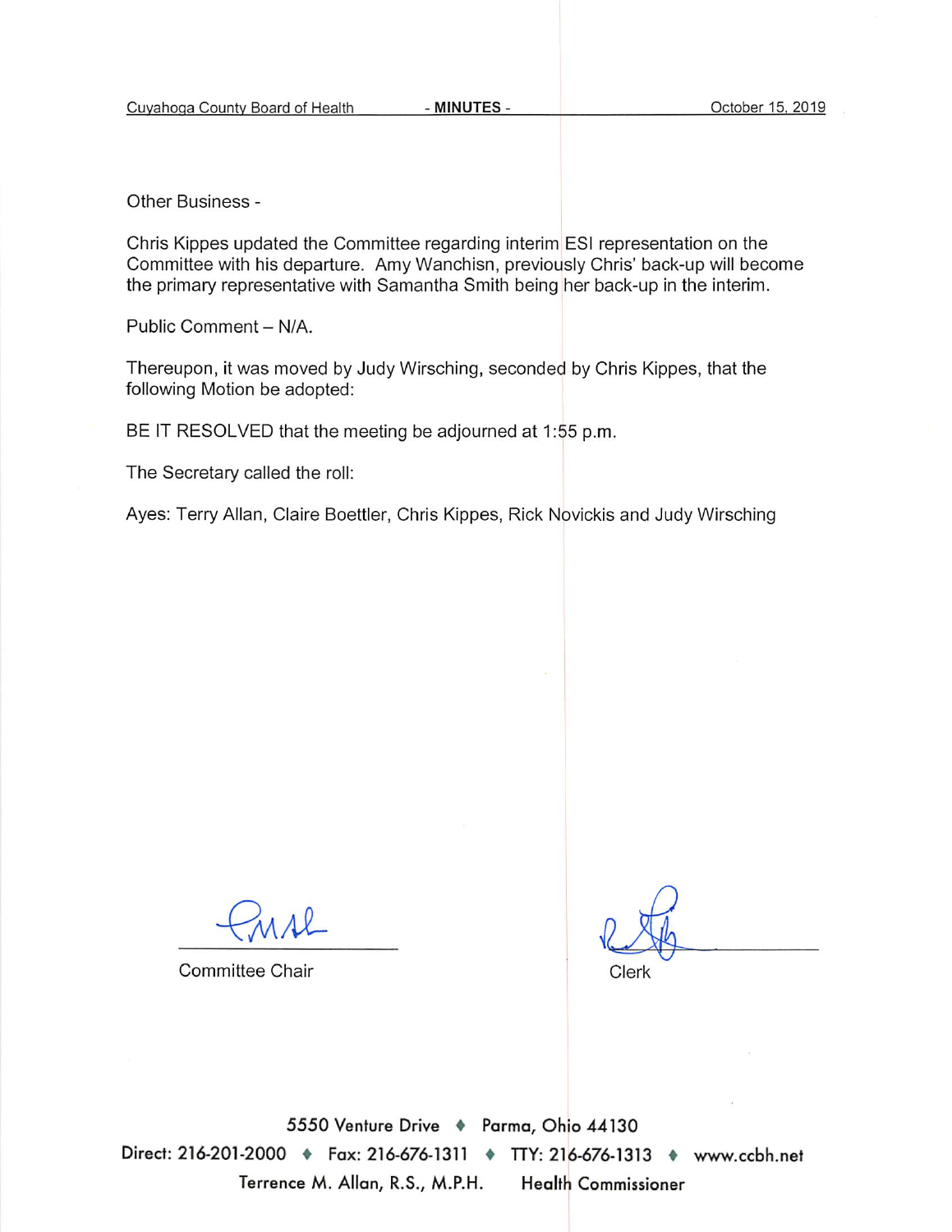Other Business -

Chris Kippes updated the Committee regarding interim ESI representation on the Committee with his departure. Amy Wanchisn, previously Chris' back-up will become the primary representative with Samantha Smith being her back-up in the interim.

Public Comment – N/A.

Thereupon, it was moved by Judy Wirsching, seconded by Chris Kippes, that the following Motion be adopted:

BE IT RESOLVED that the meeting be adjourned at 1:55 p.m.

The Secretary called the roll:

Ayes: Terry Allan, Claire Boettler, Chris Kippes, Rick Novickis and Judy Wirsching

Committee Chair

Clerk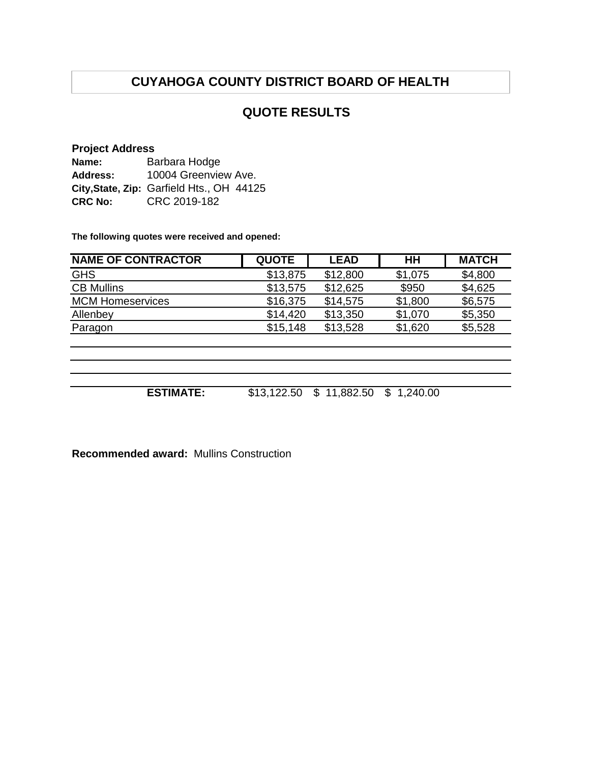# CUYAHOGA COUNTY DISTRICT BOARD OF HEALTH

## QUOTE RESULTS

**Project Address**
**Name:** Barbara Hodge
**Address:** 10004 Greenview Ave.
**City,State, Zip:** Garfield Hts., OH 44125
**CRC No:** CRC 2019-182

**The following quotes were received and opened:**

| NAME OF CONTRACTOR | QUOTE | LEAD | HH | MATCH |
|---|---|---|---|---|
| GHS | $13,875 | $12,800 | $1,075 | $4,800 |
| CB Mullins | $13,575 | $12,625 | $950 | $4,625 |
| MCM Homeservices | $16,375 | $14,575 | $1,800 | $6,575 |
| Allenbey | $14,420 | $13,350 | $1,070 | $5,350 |
| Paragon | $15,148 | $13,528 | $1,620 | $5,528 |
| | | | | |
| | | | | |
| | | | | |
| **ESTIMATE:** | $13,122.50 | $ 11,882.50 | $ 1,240.00 | |

**Recommended award:** Mullins Construction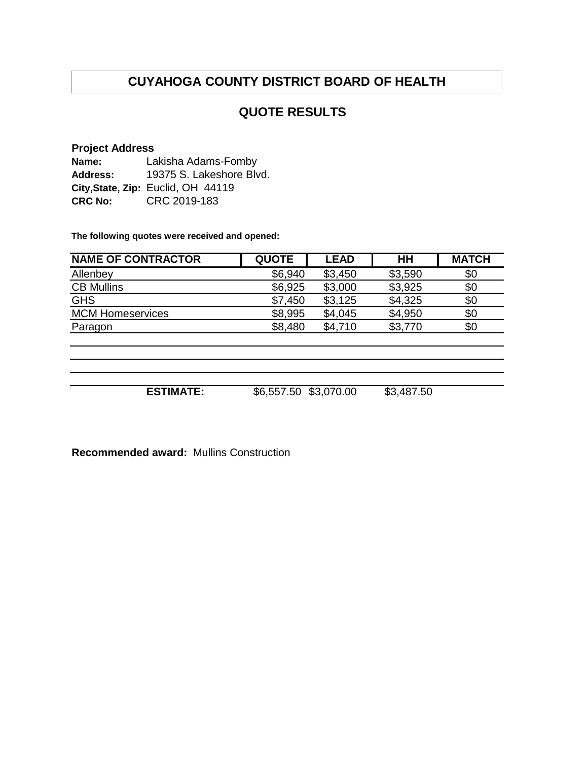# CUYAHOGA COUNTY DISTRICT BOARD OF HEALTH

## QUOTE RESULTS

**Project Address**

**Name:** Lakisha Adams-Fomby
**Address:** 19375 S. Lakeshore Blvd.
**City,State, Zip:** Euclid, OH 44119
**CRC No:** CRC 2019-183

**The following quotes were received and opened:**

| NAME OF CONTRACTOR | QUOTE | LEAD | HH | MATCH |
|---|---|---|---|---|
| Allenbey | $6,940 | $3,450 | $3,590 | $0 |
| CB Mullins | $6,925 | $3,000 | $3,925 | $0 |
| GHS | $7,450 | $3,125 | $4,325 | $0 |
| MCM Homeservices | $8,995 | $4,045 | $4,950 | $0 |
| Paragon | $8,480 | $4,710 | $3,770 | $0 |
| | | | | |
| | | | | |
| | | | | |
| **ESTIMATE:** | $6,557.50 | $3,070.00 | $3,487.50 | |

**Recommended award:** Mullins Construction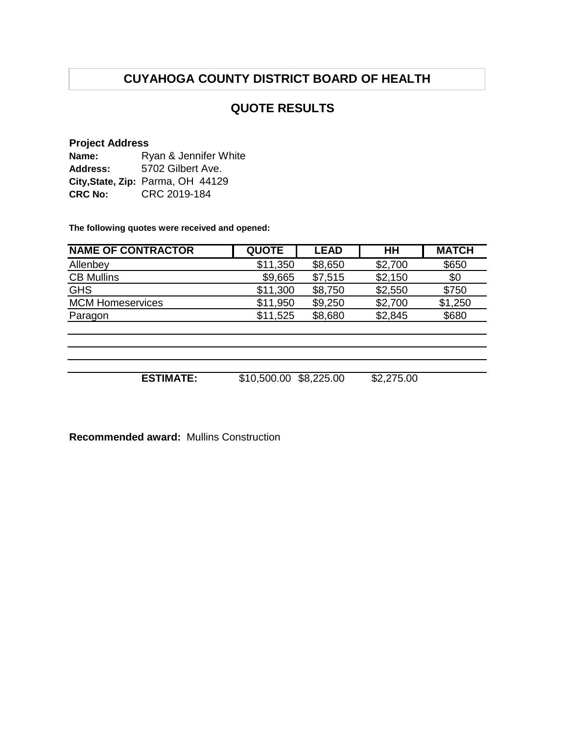# CUYAHOGA COUNTY DISTRICT BOARD OF HEALTH

## QUOTE RESULTS

**Project Address**
**Name:** Ryan & Jennifer White
**Address:** 5702 Gilbert Ave.
**City,State, Zip:** Parma, OH 44129
**CRC No:** CRC 2019-184

**The following quotes were received and opened:**

| NAME OF CONTRACTOR | QUOTE | LEAD | HH | MATCH |
|---|---|---|---|---|
| Allenbey | $11,350 | $8,650 | $2,700 | $650 |
| CB Mullins | $9,665 | $7,515 | $2,150 | $0 |
| GHS | $11,300 | $8,750 | $2,550 | $750 |
| MCM Homeservices | $11,950 | $9,250 | $2,700 | $1,250 |
| Paragon | $11,525 | $8,680 | $2,845 | $680 |
| | | | | |
| | | | | |
| | | | | |
| **ESTIMATE:** | $10,500.00 | $8,225.00 | $2,275.00 | |

**Recommended award:** Mullins Construction